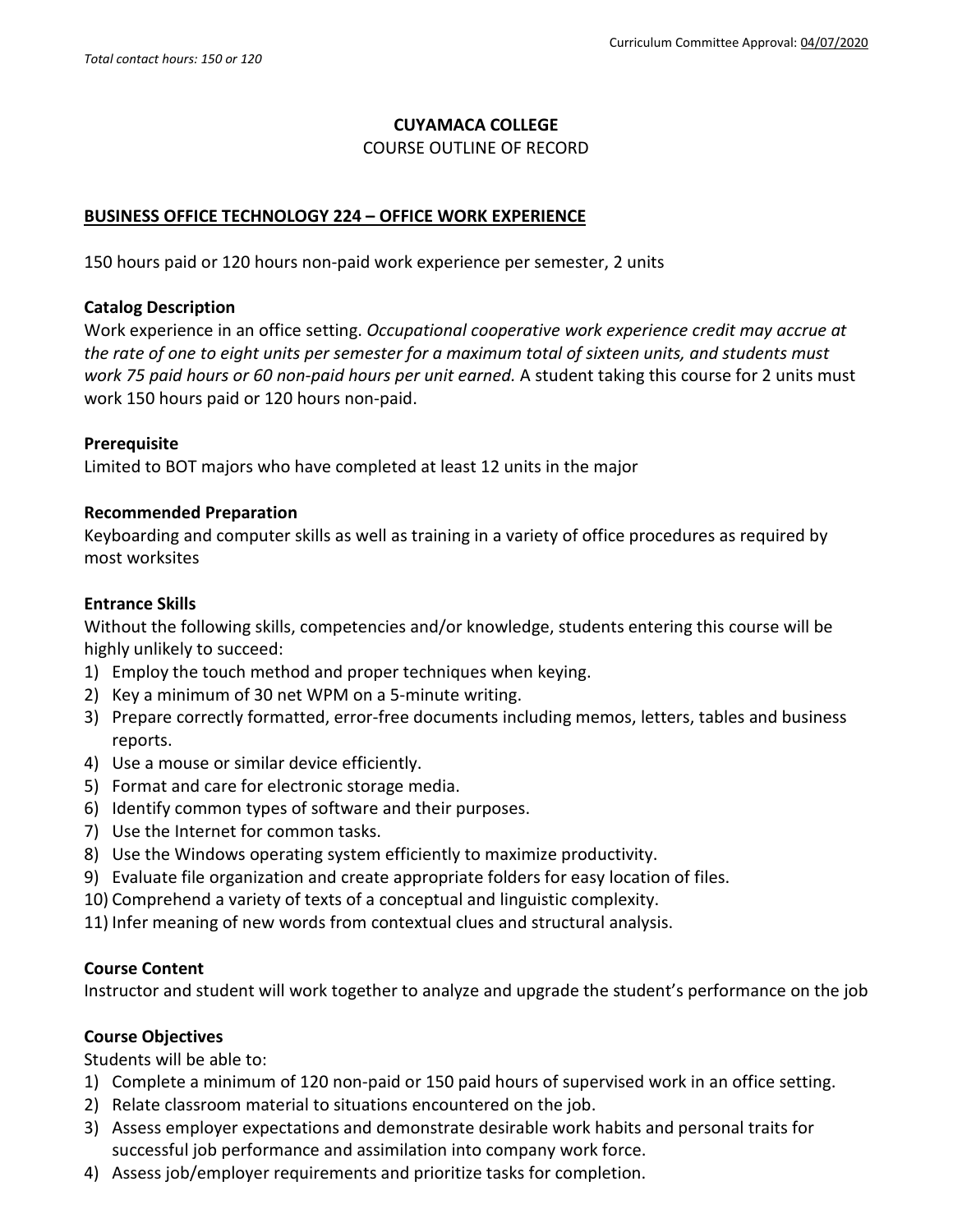Total contact hours: 150 or 120

Curriculum Committee Approval: 04/07/2020

**CUYAMACA COLLEGE**

COURSE OUTLINE OF RECORD

**BUSINESS OFFICE TECHNOLOGY 224 – OFFICE WORK EXPERIENCE**

150 hours paid or 120 hours non-paid work experience per semester, 2 units

**Catalog Description**

Work experience in an office setting. *Occupational cooperative work experience credit may accrue at the rate of one to eight units per semester for a maximum total of sixteen units, and students must work 75 paid hours or 60 non-paid hours per unit earned.* A student taking this course for 2 units must work 150 hours paid or 120 hours non-paid.

**Prerequisite**

Limited to BOT majors who have completed at least 12 units in the major

**Recommended Preparation**

Keyboarding and computer skills as well as training in a variety of office procedures as required by most worksites

**Entrance Skills**

Without the following skills, competencies and/or knowledge, students entering this course will be highly unlikely to succeed:

1) Employ the touch method and proper techniques when keying.
2) Key a minimum of 30 net WPM on a 5-minute writing.
3) Prepare correctly formatted, error-free documents including memos, letters, tables and business reports.
4) Use a mouse or similar device efficiently.
5) Format and care for electronic storage media.
6) Identify common types of software and their purposes.
7) Use the Internet for common tasks.
8) Use the Windows operating system efficiently to maximize productivity.
9) Evaluate file organization and create appropriate folders for easy location of files.
10) Comprehend a variety of texts of a conceptual and linguistic complexity.
11) Infer meaning of new words from contextual clues and structural analysis.

**Course Content**

Instructor and student will work together to analyze and upgrade the student's performance on the job

**Course Objectives**

Students will be able to:

1) Complete a minimum of 120 non-paid or 150 paid hours of supervised work in an office setting.
2) Relate classroom material to situations encountered on the job.
3) Assess employer expectations and demonstrate desirable work habits and personal traits for successful job performance and assimilation into company work force.
4) Assess job/employer requirements and prioritize tasks for completion.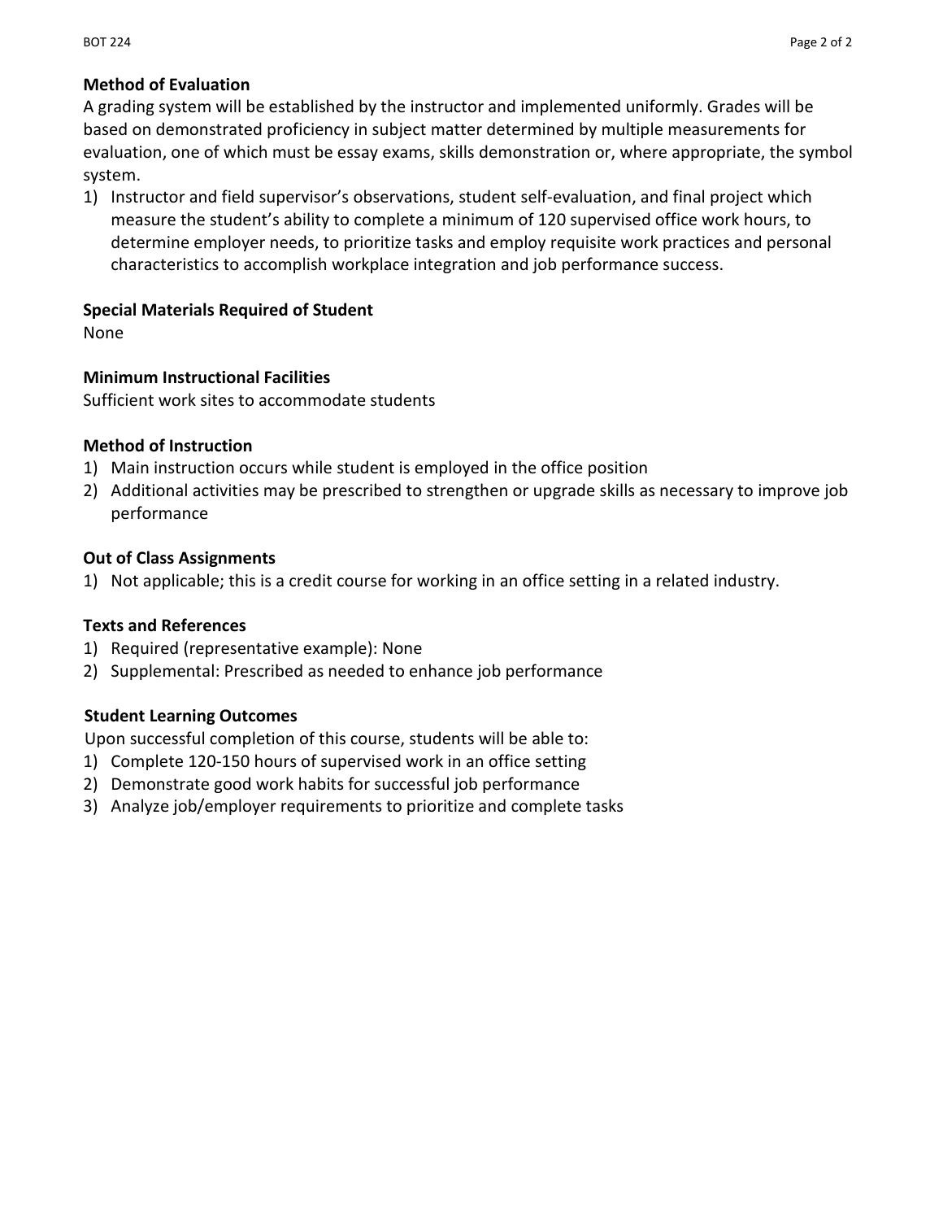**Method of Evaluation**

A grading system will be established by the instructor and implemented uniformly. Grades will be based on demonstrated proficiency in subject matter determined by multiple measurements for evaluation, one of which must be essay exams, skills demonstration or, where appropriate, the symbol system.

1) Instructor and field supervisor's observations, student self-evaluation, and final project which measure the student's ability to complete a minimum of 120 supervised office work hours, to determine employer needs, to prioritize tasks and employ requisite work practices and personal characteristics to accomplish workplace integration and job performance success.

**Special Materials Required of Student**

None

**Minimum Instructional Facilities**

Sufficient work sites to accommodate students

**Method of Instruction**

1) Main instruction occurs while student is employed in the office position
2) Additional activities may be prescribed to strengthen or upgrade skills as necessary to improve job performance

**Out of Class Assignments**

1) Not applicable; this is a credit course for working in an office setting in a related industry.

**Texts and References**

1) Required (representative example): None
2) Supplemental: Prescribed as needed to enhance job performance

**Student Learning Outcomes**

Upon successful completion of this course, students will be able to:

1) Complete 120-150 hours of supervised work in an office setting
2) Demonstrate good work habits for successful job performance
3) Analyze job/employer requirements to prioritize and complete tasks